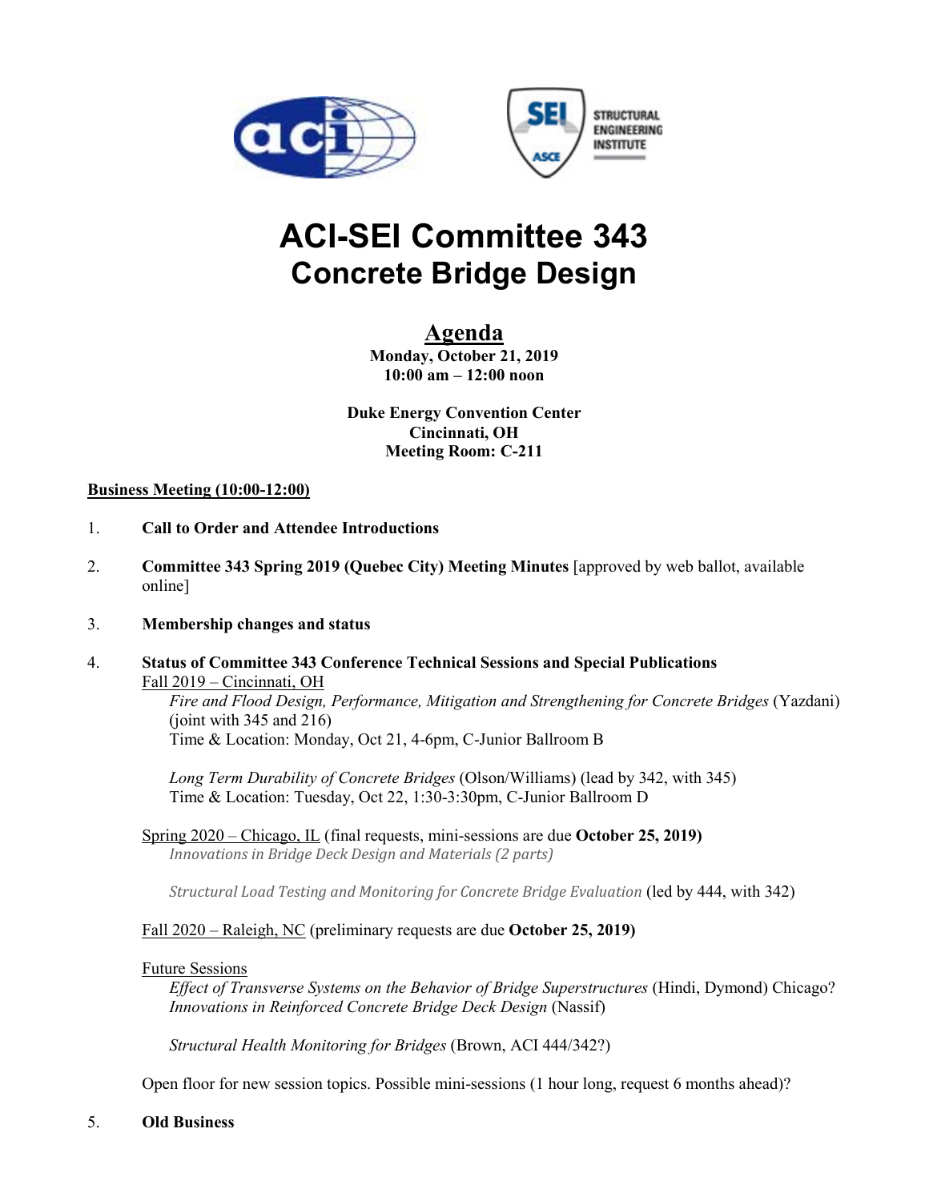# ACI-SEI Committee 343
## Concrete Bridge Design

## Agenda

**Monday, October 21, 2019**
**10:00 am – 12:00 noon**

**Duke Energy Convention Center**
**Cincinnati, OH**
**Meeting Room: C-211**

**Business Meeting (10:00-12:00)**

1. **Call to Order and Attendee Introductions**

2. **Committee 343 Spring 2019 (Quebec City) Meeting Minutes** [approved by web ballot, available online]

3. **Membership changes and status**

4. **Status of Committee 343 Conference Technical Sessions and Special Publications**

   Fall 2019 – Cincinnati, OH

   *Fire and Flood Design, Performance, Mitigation and Strengthening for Concrete Bridges* (Yazdani) (joint with 345 and 216)
   Time & Location: Monday, Oct 21, 4-6pm, C-Junior Ballroom B

   *Long Term Durability of Concrete Bridges* (Olson/Williams) (lead by 342, with 345)
   Time & Location: Tuesday, Oct 22, 1:30-3:30pm, C-Junior Ballroom D

   Spring 2020 – Chicago, IL (final requests, mini-sessions are due **October 25, 2019)**

   *Innovations in Bridge Deck Design and Materials (2 parts)*

   *Structural Load Testing and Monitoring for Concrete Bridge Evaluation* (led by 444, with 342)

   Fall 2020 – Raleigh, NC (preliminary requests are due **October 25, 2019)**

   Future Sessions

   *Effect of Transverse Systems on the Behavior of Bridge Superstructures* (Hindi, Dymond) Chicago?
   *Innovations in Reinforced Concrete Bridge Deck Design* (Nassif)

   *Structural Health Monitoring for Bridges* (Brown, ACI 444/342?)

   Open floor for new session topics. Possible mini-sessions (1 hour long, request 6 months ahead)?

5. **Old Business**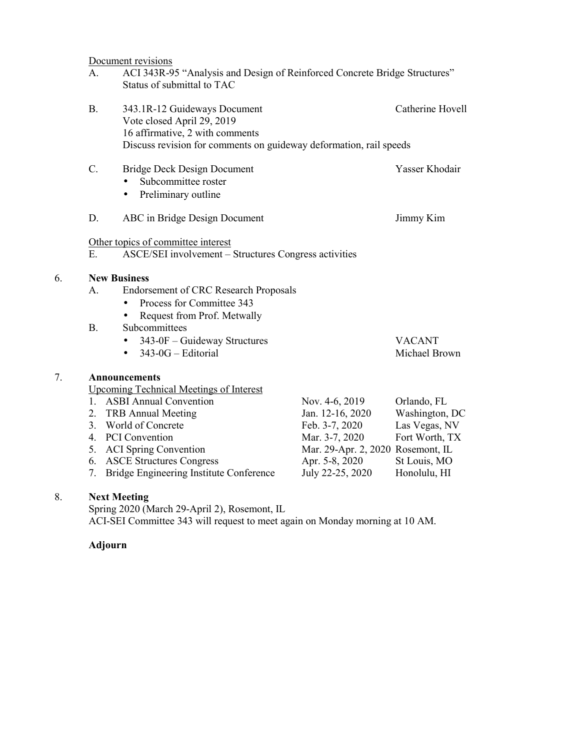Document revisions

A. ACI 343R-95 "Analysis and Design of Reinforced Concrete Bridge Structures"
Status of submittal to TAC

B. 343.1R-12 Guideways Document — Catherine Hovell
Vote closed April 29, 2019
16 affirmative, 2 with comments
Discuss revision for comments on guideway deformation, rail speeds

C. Bridge Deck Design Document — Yasser Khodair
- Subcommittee roster
- Preliminary outline

D. ABC in Bridge Design Document — Jimmy Kim

Other topics of committee interest

E. ASCE/SEI involvement – Structures Congress activities

6. **New Business**

A. Endorsement of CRC Research Proposals
- Process for Committee 343
- Request from Prof. Metwally

B. Subcommittees
- 343-0F – Guideway Structures — VACANT
- 343-0G – Editorial — Michael Brown

7. **Announcements**

Upcoming Technical Meetings of Interest

| | | |
|---|---|---|
| 1. ASBI Annual Convention | Nov. 4-6, 2019 | Orlando, FL |
| 2. TRB Annual Meeting | Jan. 12-16, 2020 | Washington, DC |
| 3. World of Concrete | Feb. 3-7, 2020 | Las Vegas, NV |
| 4. PCI Convention | Mar. 3-7, 2020 | Fort Worth, TX |
| 5. ACI Spring Convention | Mar. 29-Apr. 2, 2020 | Rosemont, IL |
| 6. ASCE Structures Congress | Apr. 5-8, 2020 | St Louis, MO |
| 7. Bridge Engineering Institute Conference | July 22-25, 2020 | Honolulu, HI |

8. **Next Meeting**

Spring 2020 (March 29-April 2), Rosemont, IL
ACI-SEI Committee 343 will request to meet again on Monday morning at 10 AM.

**Adjourn**